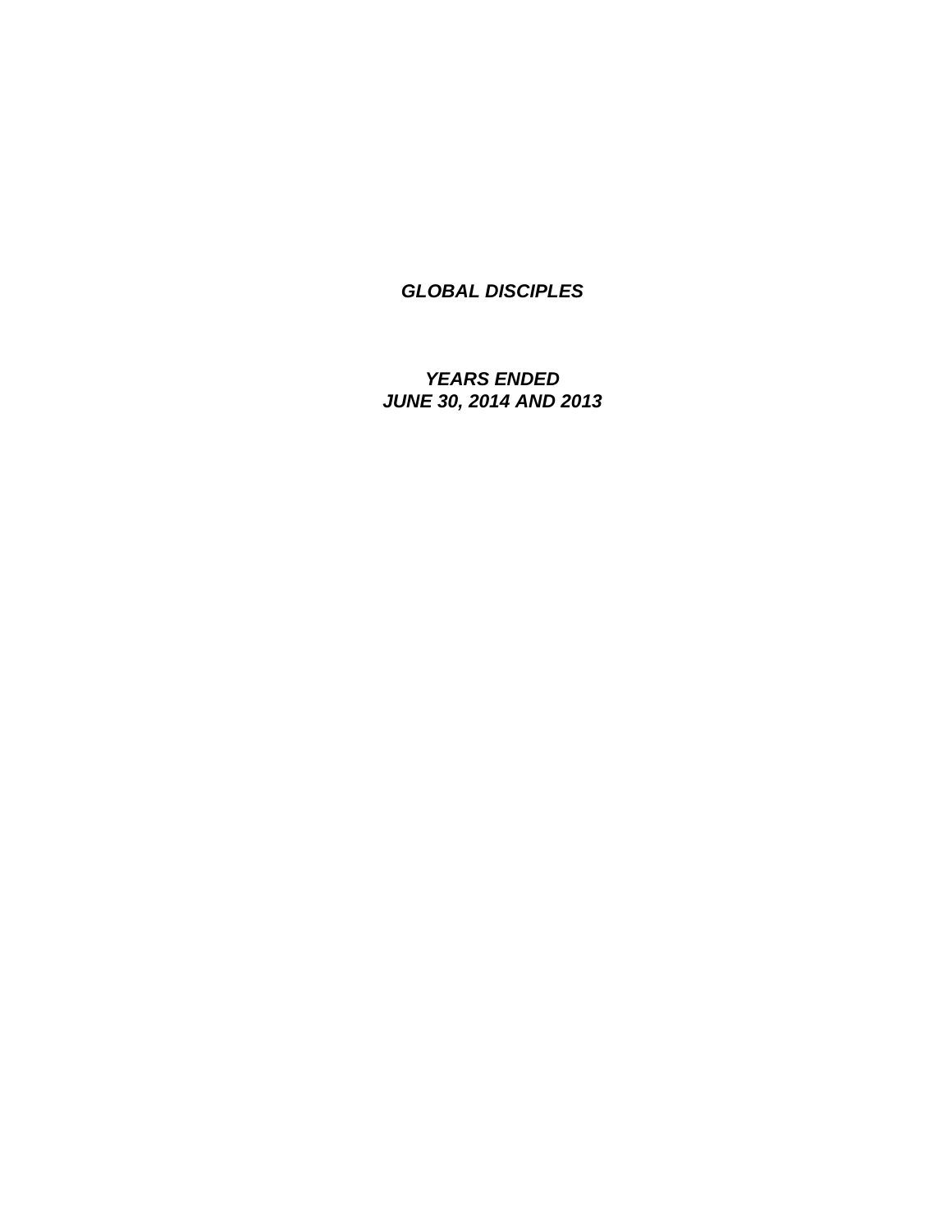***GLOBAL DISCIPLES***

***YEARS ENDED***
***JUNE 30, 2014 AND 2013***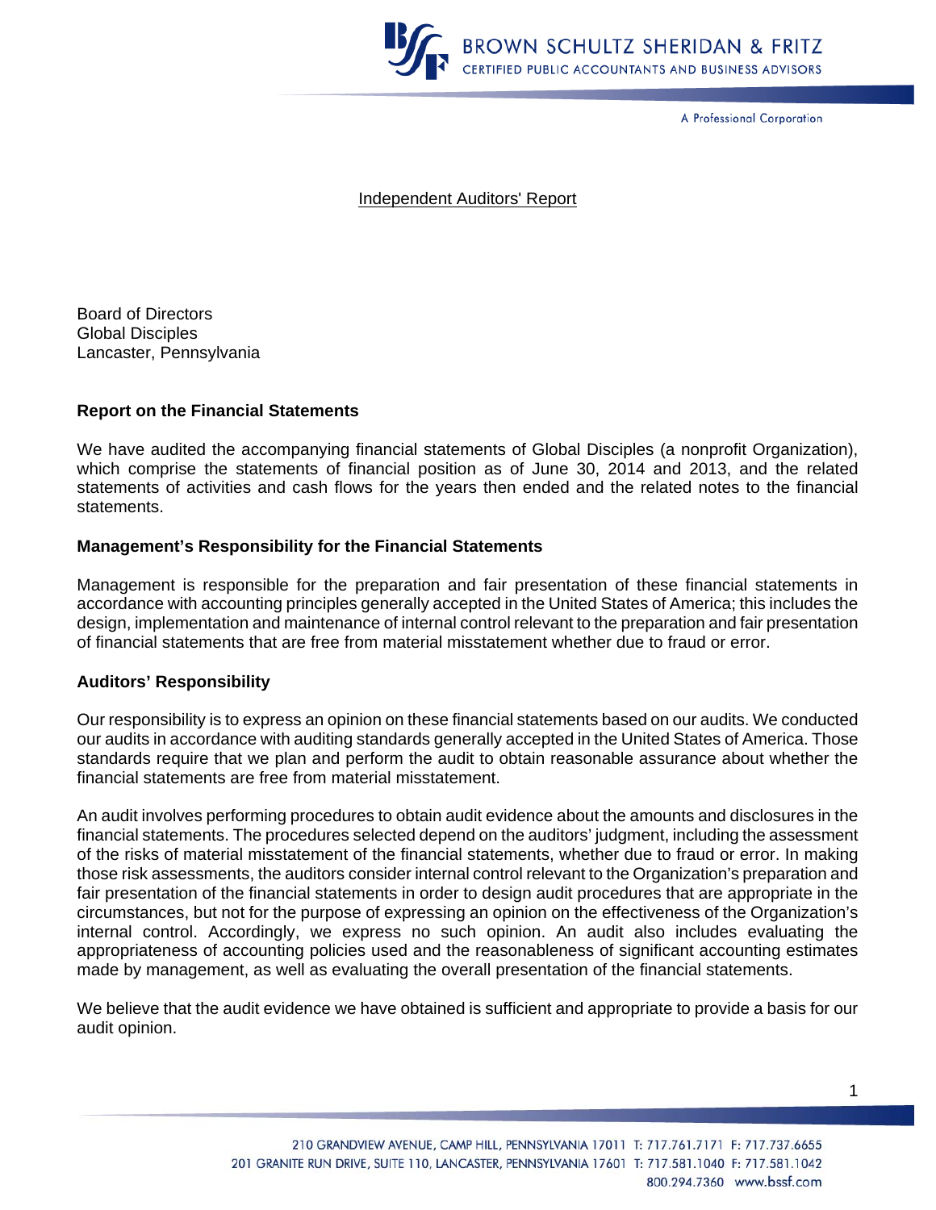Independent Auditors' Report

Board of Directors
Global Disciples
Lancaster, Pennsylvania

**Report on the Financial Statements**

We have audited the accompanying financial statements of Global Disciples (a nonprofit Organization), which comprise the statements of financial position as of June 30, 2014 and 2013, and the related statements of activities and cash flows for the years then ended and the related notes to the financial statements.

**Management's Responsibility for the Financial Statements**

Management is responsible for the preparation and fair presentation of these financial statements in accordance with accounting principles generally accepted in the United States of America; this includes the design, implementation and maintenance of internal control relevant to the preparation and fair presentation of financial statements that are free from material misstatement whether due to fraud or error.

**Auditors' Responsibility**

Our responsibility is to express an opinion on these financial statements based on our audits. We conducted our audits in accordance with auditing standards generally accepted in the United States of America. Those standards require that we plan and perform the audit to obtain reasonable assurance about whether the financial statements are free from material misstatement.

An audit involves performing procedures to obtain audit evidence about the amounts and disclosures in the financial statements. The procedures selected depend on the auditors' judgment, including the assessment of the risks of material misstatement of the financial statements, whether due to fraud or error. In making those risk assessments, the auditors consider internal control relevant to the Organization's preparation and fair presentation of the financial statements in order to design audit procedures that are appropriate in the circumstances, but not for the purpose of expressing an opinion on the effectiveness of the Organization's internal control. Accordingly, we express no such opinion. An audit also includes evaluating the appropriateness of accounting policies used and the reasonableness of significant accounting estimates made by management, as well as evaluating the overall presentation of the financial statements.

We believe that the audit evidence we have obtained is sufficient and appropriate to provide a basis for our audit opinion.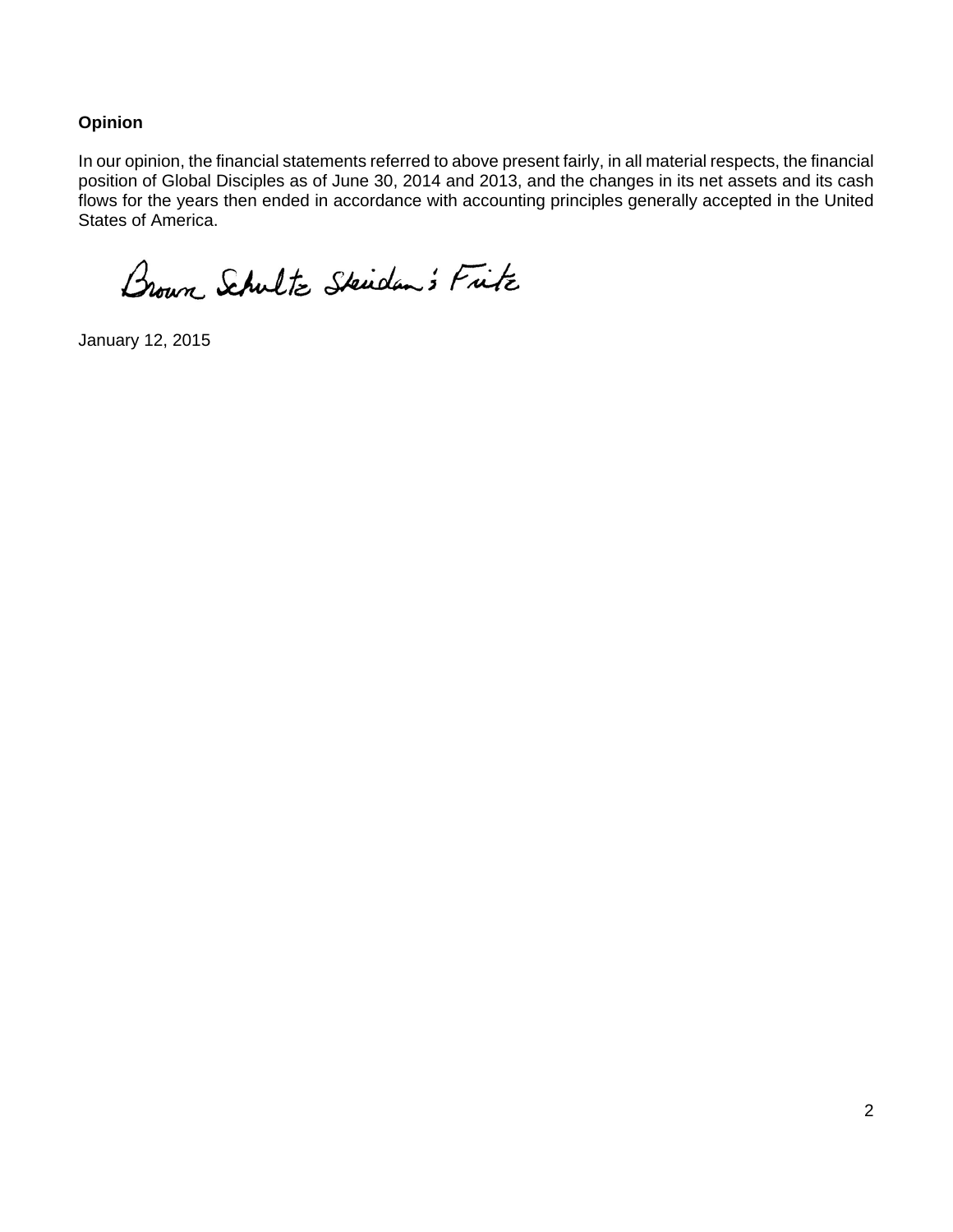### Opinion

In our opinion, the financial statements referred to above present fairly, in all material respects, the financial position of Global Disciples as of June 30, 2014 and 2013, and the changes in its net assets and its cash flows for the years then ended in accordance with accounting principles generally accepted in the United States of America.

Brown Schultz Sheridan & Fritz

January 12, 2015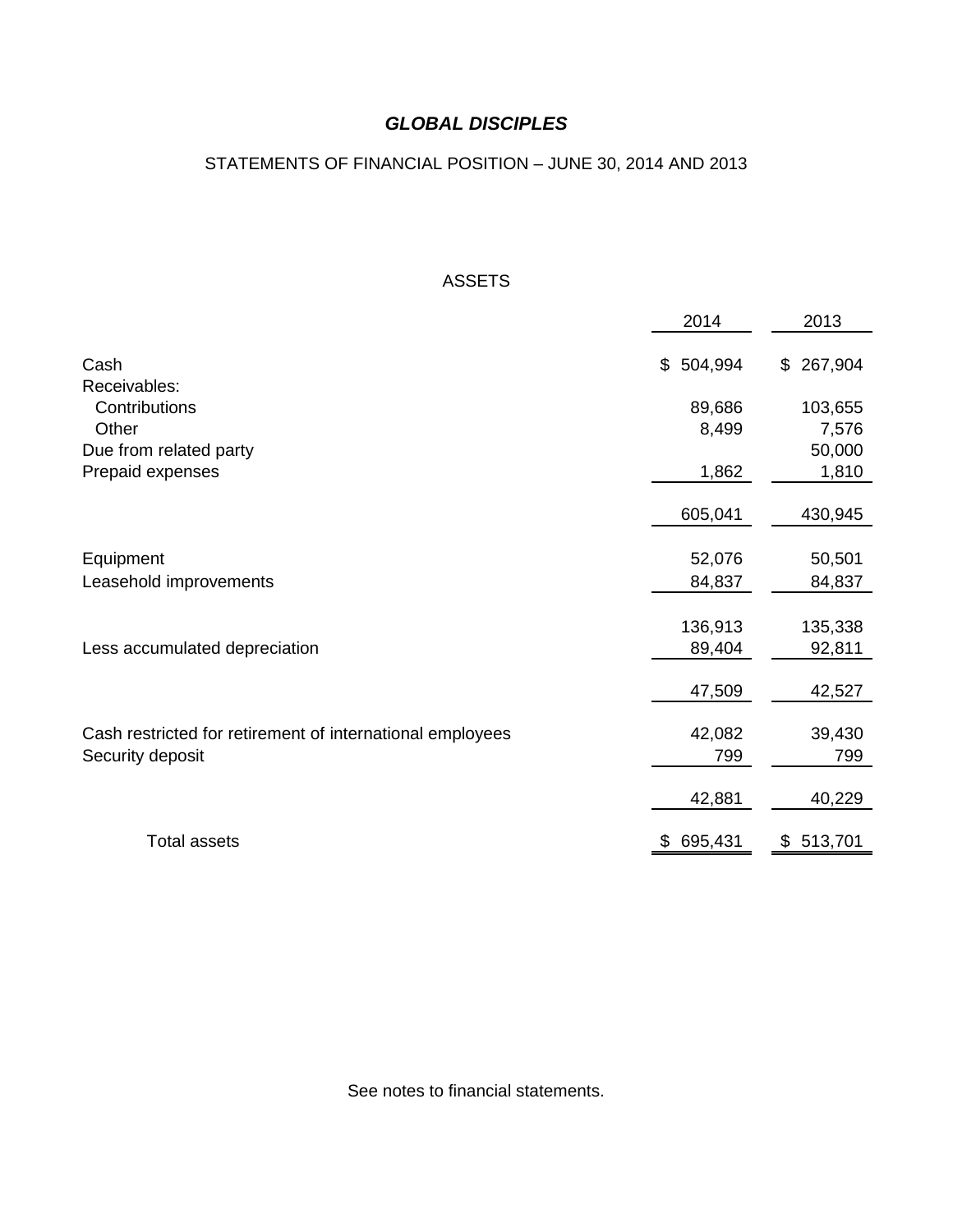# *GLOBAL DISCIPLES*

STATEMENTS OF FINANCIAL POSITION – JUNE 30, 2014 AND 2013

ASSETS

| | 2014 | 2013 |
|---|---|---|
| Cash | $ 504,994 | $ 267,904 |
| Receivables: | | |
| Contributions | 89,686 | 103,655 |
| Other | 8,499 | 7,576 |
| Due from related party | | 50,000 |
| Prepaid expenses | 1,862 | 1,810 |
| | 605,041 | 430,945 |
| Equipment | 52,076 | 50,501 |
| Leasehold improvements | 84,837 | 84,837 |
| | 136,913 | 135,338 |
| Less accumulated depreciation | 89,404 | 92,811 |
| | 47,509 | 42,527 |
| Cash restricted for retirement of international employees | 42,082 | 39,430 |
| Security deposit | 799 | 799 |
| | 42,881 | 40,229 |
| Total assets | $ 695,431 | $ 513,701 |

See notes to financial statements.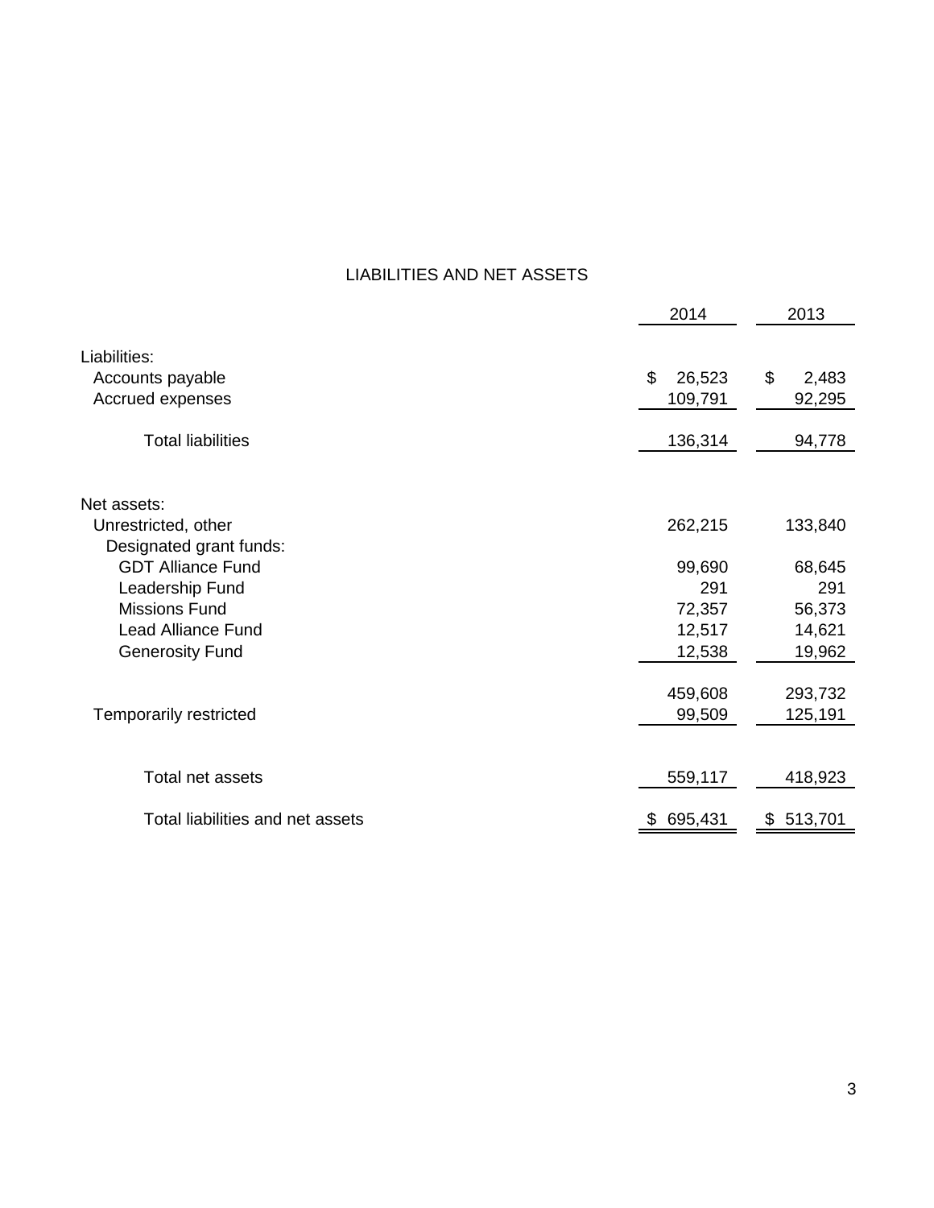## LIABILITIES AND NET ASSETS

| | 2014 | 2013 |
|---|---|---|
| Liabilities: | | |
| Accounts payable | $ 26,523 | $ 2,483 |
| Accrued expenses | 109,791 | 92,295 |
| Total liabilities | 136,314 | 94,778 |
| Net assets: | | |
| Unrestricted, other | 262,215 | 133,840 |
| Designated grant funds: | | |
| GDT Alliance Fund | 99,690 | 68,645 |
| Leadership Fund | 291 | 291 |
| Missions Fund | 72,357 | 56,373 |
| Lead Alliance Fund | 12,517 | 14,621 |
| Generosity Fund | 12,538 | 19,962 |
| | 459,608 | 293,732 |
| Temporarily restricted | 99,509 | 125,191 |
| Total net assets | 559,117 | 418,923 |
| Total liabilities and net assets | $ 695,431 | $ 513,701 |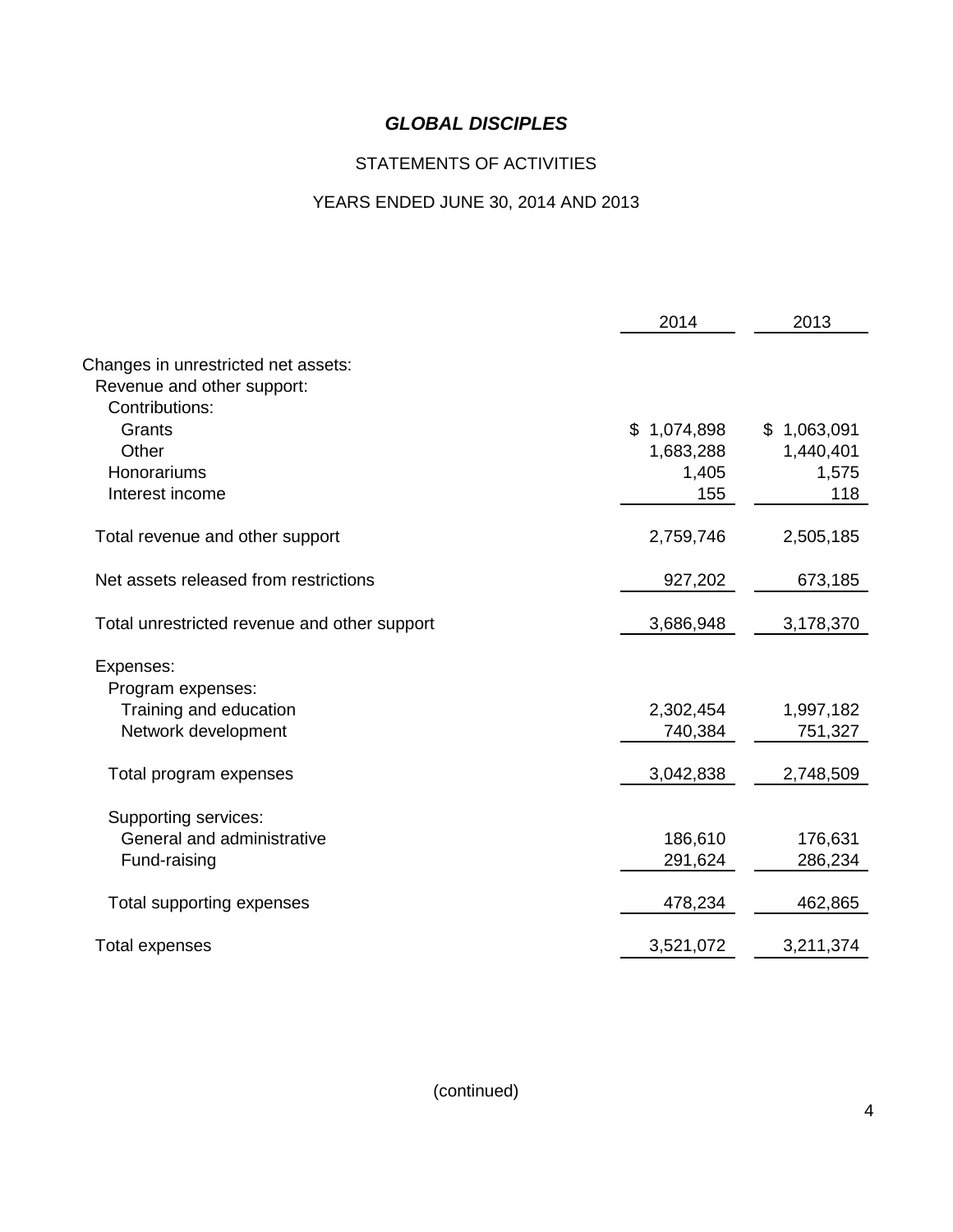# *GLOBAL DISCIPLES*

## STATEMENTS OF ACTIVITIES

## YEARS ENDED JUNE 30, 2014 AND 2013

| | 2014 | 2013 |
|---|---|---|
| Changes in unrestricted net assets: | | |
| Revenue and other support: | | |
| Contributions: | | |
| Grants | $ 1,074,898 | $ 1,063,091 |
| Other | 1,683,288 | 1,440,401 |
| Honorariums | 1,405 | 1,575 |
| Interest income | 155 | 118 |
| Total revenue and other support | 2,759,746 | 2,505,185 |
| Net assets released from restrictions | 927,202 | 673,185 |
| Total unrestricted revenue and other support | 3,686,948 | 3,178,370 |
| Expenses: | | |
| Program expenses: | | |
| Training and education | 2,302,454 | 1,997,182 |
| Network development | 740,384 | 751,327 |
| Total program expenses | 3,042,838 | 2,748,509 |
| Supporting services: | | |
| General and administrative | 186,610 | 176,631 |
| Fund-raising | 291,624 | 286,234 |
| Total supporting expenses | 478,234 | 462,865 |
| Total expenses | 3,521,072 | 3,211,374 |

(continued)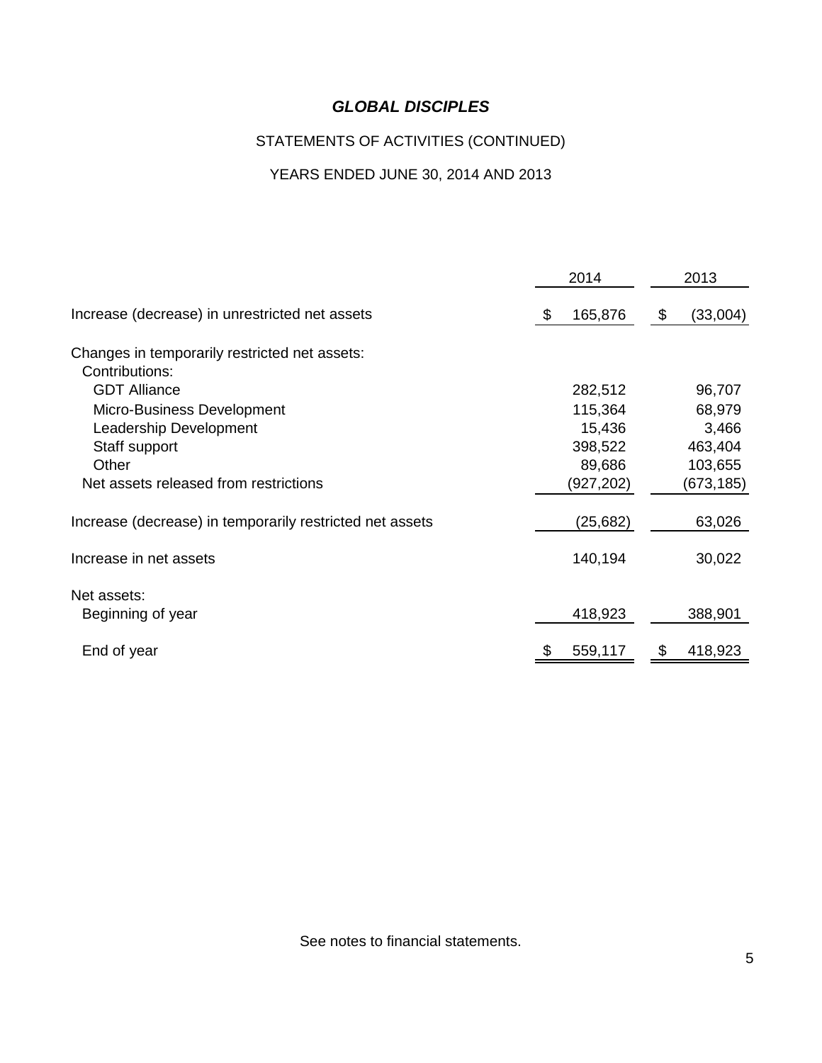# *GLOBAL DISCIPLES*

STATEMENTS OF ACTIVITIES (CONTINUED)

YEARS ENDED JUNE 30, 2014 AND 2013

| | 2014 | 2013 |
|---|---|---|
| Increase (decrease) in unrestricted net assets | $ 165,876 | $ (33,004) |
| Changes in temporarily restricted net assets: | | |
| Contributions: | | |
| GDT Alliance | 282,512 | 96,707 |
| Micro-Business Development | 115,364 | 68,979 |
| Leadership Development | 15,436 | 3,466 |
| Staff support | 398,522 | 463,404 |
| Other | 89,686 | 103,655 |
| Net assets released from restrictions | (927,202) | (673,185) |
| Increase (decrease) in temporarily restricted net assets | (25,682) | 63,026 |
| Increase in net assets | 140,194 | 30,022 |
| Net assets: | | |
| Beginning of year | 418,923 | 388,901 |
| End of year | $ 559,117 | $ 418,923 |

See notes to financial statements.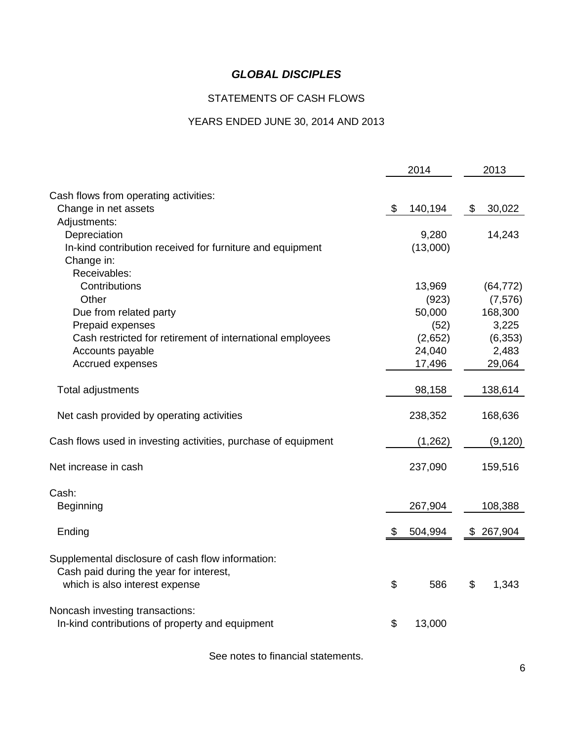# *GLOBAL DISCIPLES*

## STATEMENTS OF CASH FLOWS

### YEARS ENDED JUNE 30, 2014 AND 2013

| | 2014 | 2013 |
|---|---|---|
| Cash flows from operating activities: | | |
| Change in net assets | $ 140,194 | $ 30,022 |
| Adjustments: | | |
| Depreciation | 9,280 | 14,243 |
| In-kind contribution received for furniture and equipment | (13,000) | |
| Change in: | | |
| Receivables: | | |
| Contributions | 13,969 | (64,772) |
| Other | (923) | (7,576) |
| Due from related party | 50,000 | 168,300 |
| Prepaid expenses | (52) | 3,225 |
| Cash restricted for retirement of international employees | (2,652) | (6,353) |
| Accounts payable | 24,040 | 2,483 |
| Accrued expenses | 17,496 | 29,064 |
| Total adjustments | 98,158 | 138,614 |
| Net cash provided by operating activities | 238,352 | 168,636 |
| Cash flows used in investing activities, purchase of equipment | (1,262) | (9,120) |
| Net increase in cash | 237,090 | 159,516 |
| Cash: | | |
| Beginning | 267,904 | 108,388 |
| Ending | $ 504,994 | $ 267,904 |
| Supplemental disclosure of cash flow information: | | |
| Cash paid during the year for interest, which is also interest expense | $ 586 | $ 1,343 |
| Noncash investing transactions: | | |
| In-kind contributions of property and equipment | $ 13,000 | |

See notes to financial statements.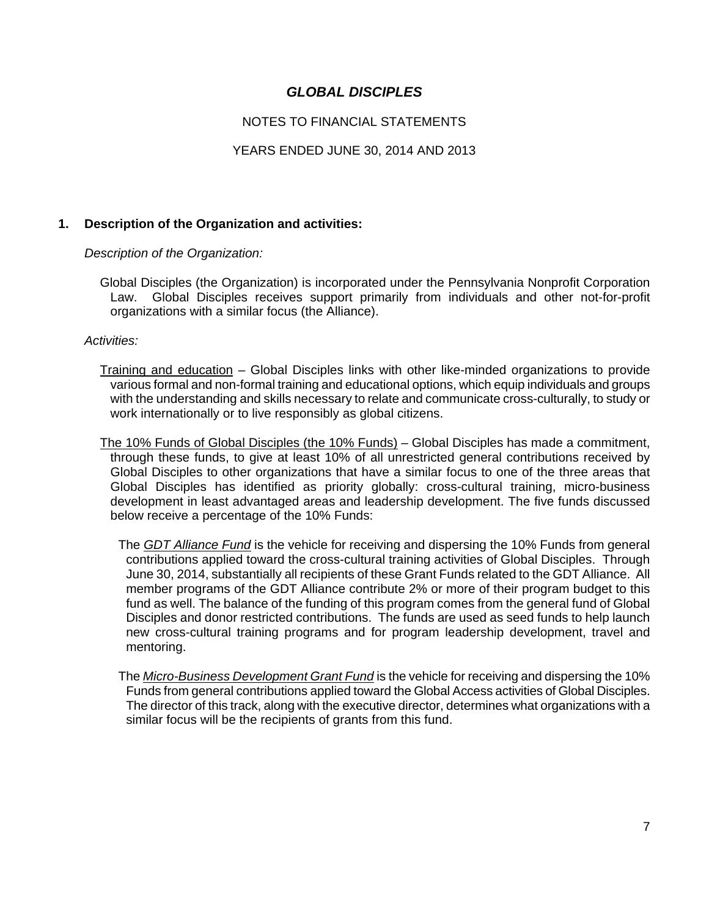# *GLOBAL DISCIPLES*

NOTES TO FINANCIAL STATEMENTS

YEARS ENDED JUNE 30, 2014 AND 2013

## 1. Description of the Organization and activities:

*Description of the Organization:*

Global Disciples (the Organization) is incorporated under the Pennsylvania Nonprofit Corporation Law. Global Disciples receives support primarily from individuals and other not-for-profit organizations with a similar focus (the Alliance).

*Activities:*

Training and education – Global Disciples links with other like-minded organizations to provide various formal and non-formal training and educational options, which equip individuals and groups with the understanding and skills necessary to relate and communicate cross-culturally, to study or work internationally or to live responsibly as global citizens.

The 10% Funds of Global Disciples (the 10% Funds) – Global Disciples has made a commitment, through these funds, to give at least 10% of all unrestricted general contributions received by Global Disciples to other organizations that have a similar focus to one of the three areas that Global Disciples has identified as priority globally: cross-cultural training, micro-business development in least advantaged areas and leadership development. The five funds discussed below receive a percentage of the 10% Funds:

The ***GDT Alliance Fund*** is the vehicle for receiving and dispersing the 10% Funds from general contributions applied toward the cross-cultural training activities of Global Disciples. Through June 30, 2014, substantially all recipients of these Grant Funds related to the GDT Alliance. All member programs of the GDT Alliance contribute 2% or more of their program budget to this fund as well. The balance of the funding of this program comes from the general fund of Global Disciples and donor restricted contributions. The funds are used as seed funds to help launch new cross-cultural training programs and for program leadership development, travel and mentoring.

The ***Micro-Business Development Grant Fund*** is the vehicle for receiving and dispersing the 10% Funds from general contributions applied toward the Global Access activities of Global Disciples. The director of this track, along with the executive director, determines what organizations with a similar focus will be the recipients of grants from this fund.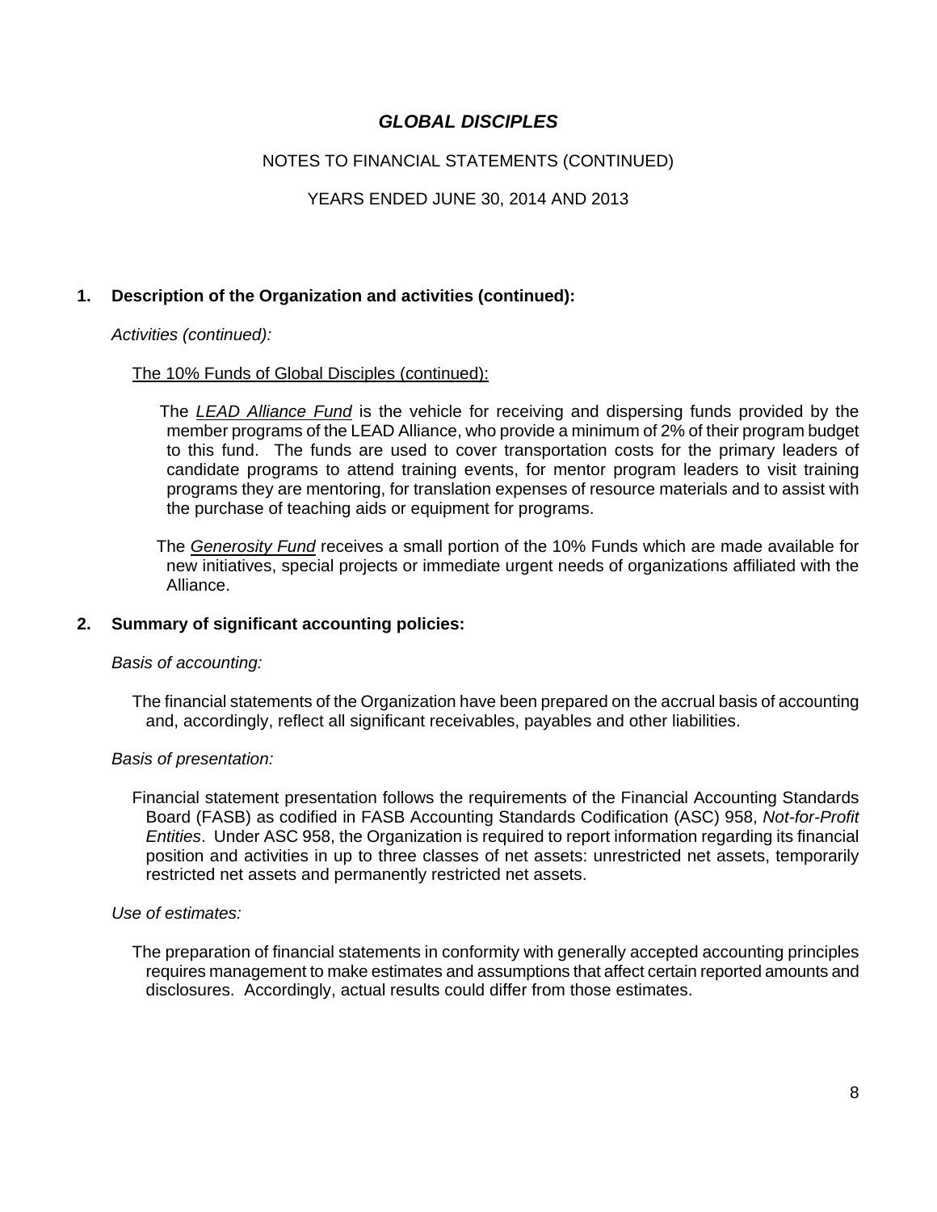# *GLOBAL DISCIPLES*

NOTES TO FINANCIAL STATEMENTS (CONTINUED)

YEARS ENDED JUNE 30, 2014 AND 2013

## 1. Description of the Organization and activities (continued):

*Activities (continued):*

<u>The 10% Funds of Global Disciples (continued):</u>

The ***<u>LEAD Alliance Fund</u>*** is the vehicle for receiving and dispersing funds provided by the member programs of the LEAD Alliance, who provide a minimum of 2% of their program budget to this fund. The funds are used to cover transportation costs for the primary leaders of candidate programs to attend training events, for mentor program leaders to visit training programs they are mentoring, for translation expenses of resource materials and to assist with the purchase of teaching aids or equipment for programs.

The ***<u>Generosity Fund</u>*** receives a small portion of the 10% Funds which are made available for new initiatives, special projects or immediate urgent needs of organizations affiliated with the Alliance.

## 2. Summary of significant accounting policies:

*Basis of accounting:*

The financial statements of the Organization have been prepared on the accrual basis of accounting and, accordingly, reflect all significant receivables, payables and other liabilities.

*Basis of presentation:*

Financial statement presentation follows the requirements of the Financial Accounting Standards Board (FASB) as codified in FASB Accounting Standards Codification (ASC) 958, *Not-for-Profit Entities*. Under ASC 958, the Organization is required to report information regarding its financial position and activities in up to three classes of net assets: unrestricted net assets, temporarily restricted net assets and permanently restricted net assets.

*Use of estimates:*

The preparation of financial statements in conformity with generally accepted accounting principles requires management to make estimates and assumptions that affect certain reported amounts and disclosures. Accordingly, actual results could differ from those estimates.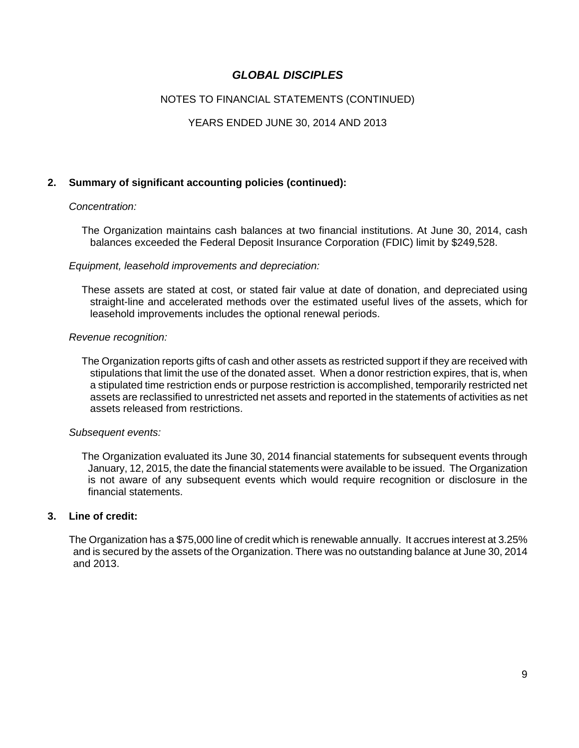# GLOBAL DISCIPLES

NOTES TO FINANCIAL STATEMENTS (CONTINUED)

YEARS ENDED JUNE 30, 2014 AND 2013

## 2. Summary of significant accounting policies (continued):

*Concentration:*

The Organization maintains cash balances at two financial institutions. At June 30, 2014, cash balances exceeded the Federal Deposit Insurance Corporation (FDIC) limit by $249,528.

*Equipment, leasehold improvements and depreciation:*

These assets are stated at cost, or stated fair value at date of donation, and depreciated using straight-line and accelerated methods over the estimated useful lives of the assets, which for leasehold improvements includes the optional renewal periods.

*Revenue recognition:*

The Organization reports gifts of cash and other assets as restricted support if they are received with stipulations that limit the use of the donated asset. When a donor restriction expires, that is, when a stipulated time restriction ends or purpose restriction is accomplished, temporarily restricted net assets are reclassified to unrestricted net assets and reported in the statements of activities as net assets released from restrictions.

*Subsequent events:*

The Organization evaluated its June 30, 2014 financial statements for subsequent events through January, 12, 2015, the date the financial statements were available to be issued. The Organization is not aware of any subsequent events which would require recognition or disclosure in the financial statements.

## 3. Line of credit:

The Organization has a $75,000 line of credit which is renewable annually. It accrues interest at 3.25% and is secured by the assets of the Organization. There was no outstanding balance at June 30, 2014 and 2013.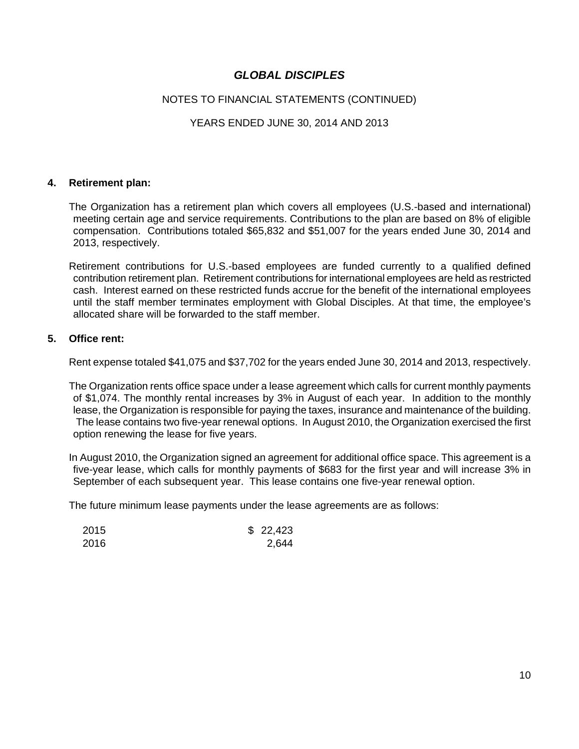# GLOBAL DISCIPLES

NOTES TO FINANCIAL STATEMENTS (CONTINUED)

YEARS ENDED JUNE 30, 2014 AND 2013

## 4. Retirement plan:

The Organization has a retirement plan which covers all employees (U.S.-based and international) meeting certain age and service requirements. Contributions to the plan are based on 8% of eligible compensation. Contributions totaled $65,832 and $51,007 for the years ended June 30, 2014 and 2013, respectively.

Retirement contributions for U.S.-based employees are funded currently to a qualified defined contribution retirement plan. Retirement contributions for international employees are held as restricted cash. Interest earned on these restricted funds accrue for the benefit of the international employees until the staff member terminates employment with Global Disciples. At that time, the employee's allocated share will be forwarded to the staff member.

## 5. Office rent:

Rent expense totaled $41,075 and $37,702 for the years ended June 30, 2014 and 2013, respectively.

The Organization rents office space under a lease agreement which calls for current monthly payments of $1,074. The monthly rental increases by 3% in August of each year. In addition to the monthly lease, the Organization is responsible for paying the taxes, insurance and maintenance of the building. The lease contains two five-year renewal options. In August 2010, the Organization exercised the first option renewing the lease for five years.

In August 2010, the Organization signed an agreement for additional office space. This agreement is a five-year lease, which calls for monthly payments of $683 for the first year and will increase 3% in September of each subsequent year. This lease contains one five-year renewal option.

The future minimum lease payments under the lease agreements are as follows:

| | |
|---|---|
| 2015 | $ 22,423 |
| 2016 | 2,644 |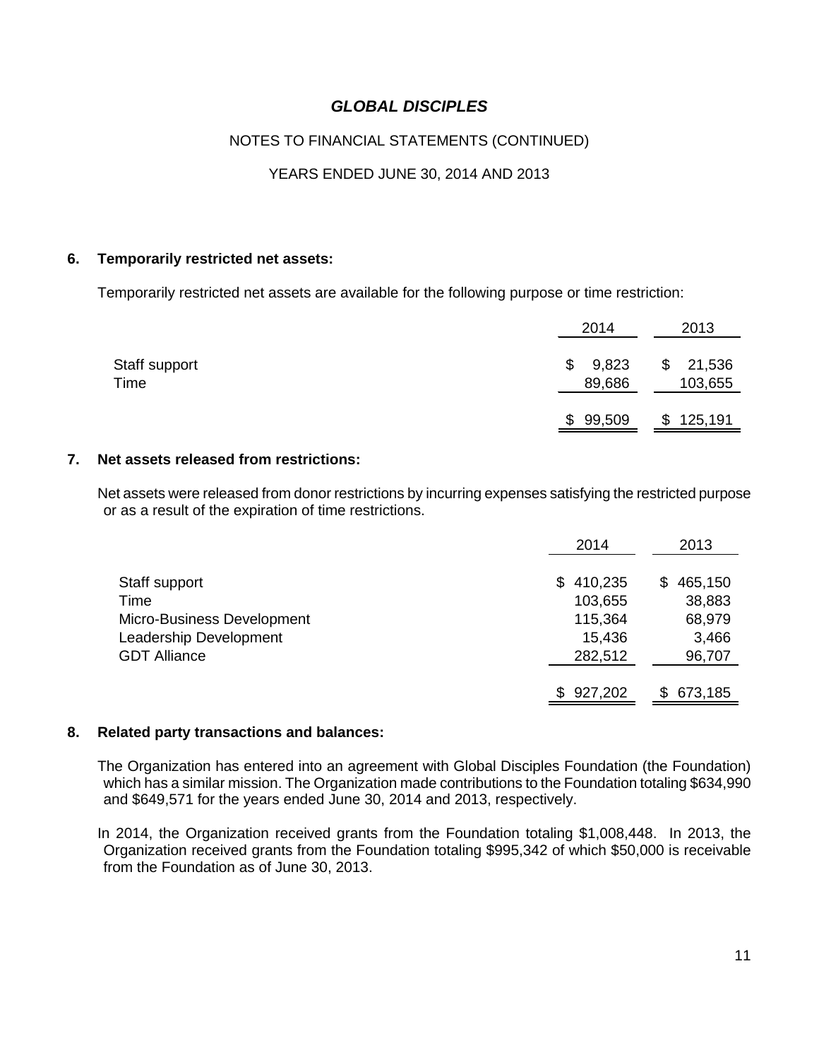# GLOBAL DISCIPLES

NOTES TO FINANCIAL STATEMENTS (CONTINUED)

YEARS ENDED JUNE 30, 2014 AND 2013

## 6. Temporarily restricted net assets:

Temporarily restricted net assets are available for the following purpose or time restriction:

| | 2014 | 2013 |
|---|---|---|
| Staff support | $ 9,823 | $ 21,536 |
| Time | 89,686 | 103,655 |
| | $ 99,509 | $ 125,191 |

## 7. Net assets released from restrictions:

Net assets were released from donor restrictions by incurring expenses satisfying the restricted purpose or as a result of the expiration of time restrictions.

| | 2014 | 2013 |
|---|---|---|
| Staff support | $ 410,235 | $ 465,150 |
| Time | 103,655 | 38,883 |
| Micro-Business Development | 115,364 | 68,979 |
| Leadership Development | 15,436 | 3,466 |
| GDT Alliance | 282,512 | 96,707 |
| | $ 927,202 | $ 673,185 |

## 8. Related party transactions and balances:

The Organization has entered into an agreement with Global Disciples Foundation (the Foundation) which has a similar mission. The Organization made contributions to the Foundation totaling $634,990 and $649,571 for the years ended June 30, 2014 and 2013, respectively.

In 2014, the Organization received grants from the Foundation totaling $1,008,448. In 2013, the Organization received grants from the Foundation totaling $995,342 of which $50,000 is receivable from the Foundation as of June 30, 2013.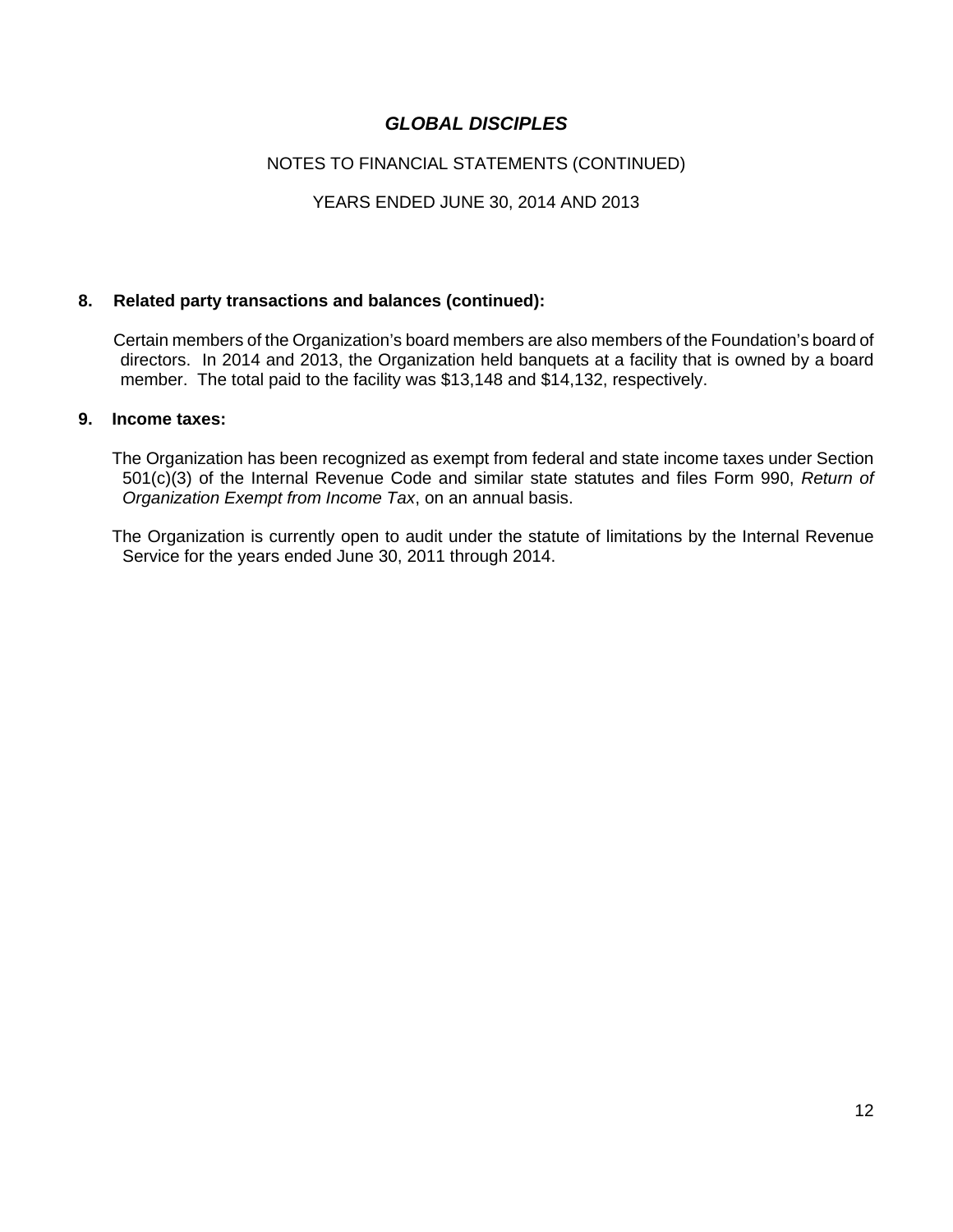# *GLOBAL DISCIPLES*

NOTES TO FINANCIAL STATEMENTS (CONTINUED)

YEARS ENDED JUNE 30, 2014 AND 2013

**8. Related party transactions and balances (continued):**

Certain members of the Organization's board members are also members of the Foundation's board of directors. In 2014 and 2013, the Organization held banquets at a facility that is owned by a board member. The total paid to the facility was $13,148 and $14,132, respectively.

**9. Income taxes:**

The Organization has been recognized as exempt from federal and state income taxes under Section 501(c)(3) of the Internal Revenue Code and similar state statutes and files Form 990, *Return of Organization Exempt from Income Tax*, on an annual basis.

The Organization is currently open to audit under the statute of limitations by the Internal Revenue Service for the years ended June 30, 2011 through 2014.